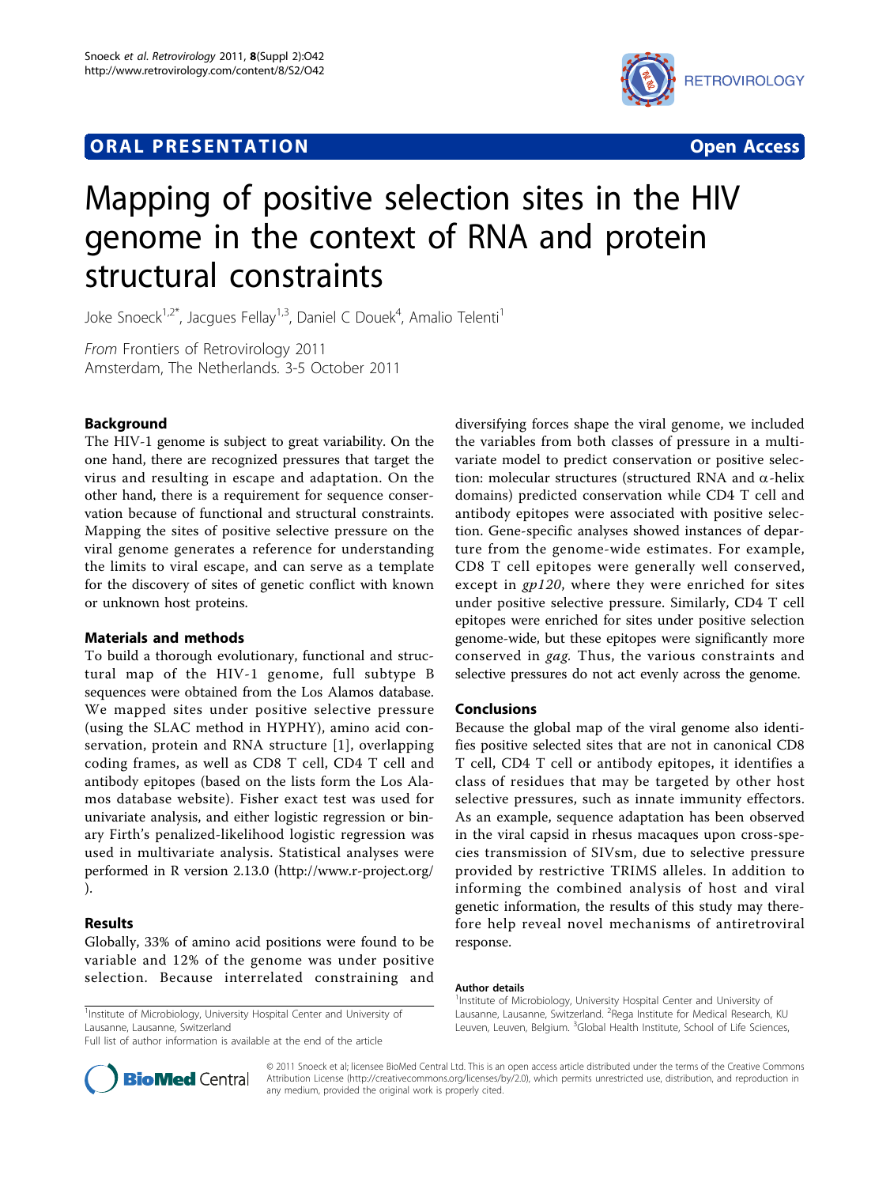## ORAL PRESENTATION

**Open Access**

# Mapping of positive selection sites in the HIV genome in the context of RNA and protein structural constraints

Joke Snoeck[1,2*], Jacques Fellay[1,3], Daniel C Douek[4], Amalio Telenti[1]

*From* Frontiers of Retrovirology 2011
Amsterdam, The Netherlands. 3-5 October 2011

## Background

The HIV-1 genome is subject to great variability. On the one hand, there are recognized pressures that target the virus and resulting in escape and adaptation. On the other hand, there is a requirement for sequence conservation because of functional and structural constraints. Mapping the sites of positive selective pressure on the viral genome generates a reference for understanding the limits to viral escape, and can serve as a template for the discovery of sites of genetic conflict with known or unknown host proteins.

## Materials and methods

To build a thorough evolutionary, functional and structural map of the HIV-1 genome, full subtype B sequences were obtained from the Los Alamos database. We mapped sites under positive selective pressure (using the SLAC method in HYPHY), amino acid conservation, protein and RNA structure [1], overlapping coding frames, as well as CD8 T cell, CD4 T cell and antibody epitopes (based on the lists form the Los Alamos database website). Fisher exact test was used for univariate analysis, and either logistic regression or binary Firth's penalized-likelihood logistic regression was used in multivariate analysis. Statistical analyses were performed in R version 2.13.0 (http://www.r-project.org/).

## Results

Globally, 33% of amino acid positions were found to be variable and 12% of the genome was under positive selection. Because interrelated constraining and diversifying forces shape the viral genome, we included the variables from both classes of pressure in a multivariate model to predict conservation or positive selection: molecular structures (structured RNA and $\alpha$-helix domains) predicted conservation while CD4 T cell and antibody epitopes were associated with positive selection. Gene-specific analyses showed instances of departure from the genome-wide estimates. For example, CD8 T cell epitopes were generally well conserved, except in *gp120*, where they were enriched for sites under positive selective pressure. Similarly, CD4 T cell epitopes were enriched for sites under positive selection genome-wide, but these epitopes were significantly more conserved in *gag.* Thus, the various constraints and selective pressures do not act evenly across the genome.

## Conclusions

Because the global map of the viral genome also identifies positive selected sites that are not in canonical CD8 T cell, CD4 T cell or antibody epitopes, it identifies a class of residues that may be targeted by other host selective pressures, such as innate immunity effectors. As an example, sequence adaptation has been observed in the viral capsid in rhesus macaques upon cross-species transmission of SIVsm, due to selective pressure provided by restrictive TRIMS alleles. In addition to informing the combined analysis of host and viral genetic information, the results of this study may therefore help reveal novel mechanisms of antiretroviral response.

[1]Institute of Microbiology, University Hospital Center and University of Lausanne, Lausanne, Switzerland
Full list of author information is available at the end of the article

### Author details

[1]Institute of Microbiology, University Hospital Center and University of Lausanne, Lausanne, Switzerland. [2]Rega Institute for Medical Research, KU Leuven, Leuven, Belgium. [3]Global Health Institute, School of Life Sciences,

© 2011 Snoeck et al; licensee BioMed Central Ltd. This is an open access article distributed under the terms of the Creative Commons Attribution License (http://creativecommons.org/licenses/by/2.0), which permits unrestricted use, distribution, and reproduction in any medium, provided the original work is properly cited.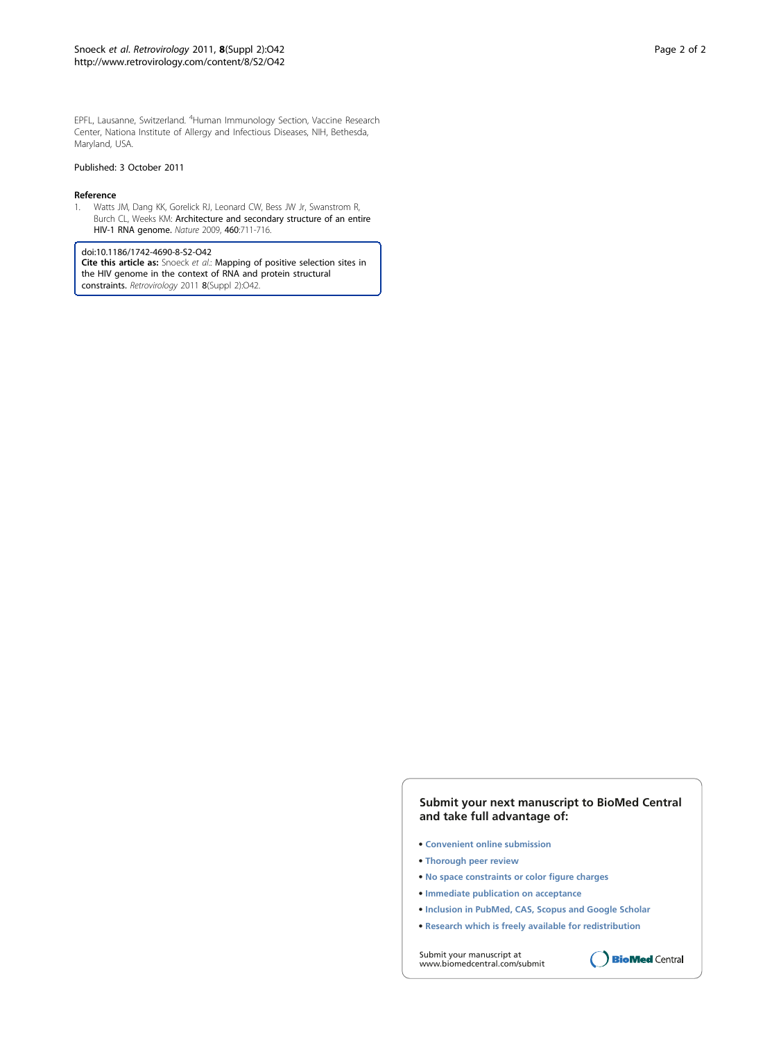EPFL, Lausanne, Switzerland. [4]Human Immunology Section, Vaccine Research Center, Nationa Institute of Allergy and Infectious Diseases, NIH, Bethesda, Maryland, USA.

Published: 3 October 2011

#### Reference

1. Watts JM, Dang KK, Gorelick RJ, Leonard CW, Bess JW Jr, Swanstrom R, Burch CL, Weeks KM: **Architecture and secondary structure of an entire HIV-1 RNA genome.** *Nature* 2009, **460**:711-716.

doi:10.1186/1742-4690-8-S2-O42
**Cite this article as:** Snoeck *et al.*: Mapping of positive selection sites in the HIV genome in the context of RNA and protein structural constraints. *Retrovirology* 2011 **8**(Suppl 2):O42.

**Submit your next manuscript to BioMed Central and take full advantage of:**

- **Convenient online submission**
- **Thorough peer review**
- **No space constraints or color figure charges**
- **Immediate publication on acceptance**
- **Inclusion in PubMed, CAS, Scopus and Google Scholar**
- **Research which is freely available for redistribution**

Submit your manuscript at
www.biomedcentral.com/submit

BioMed Central